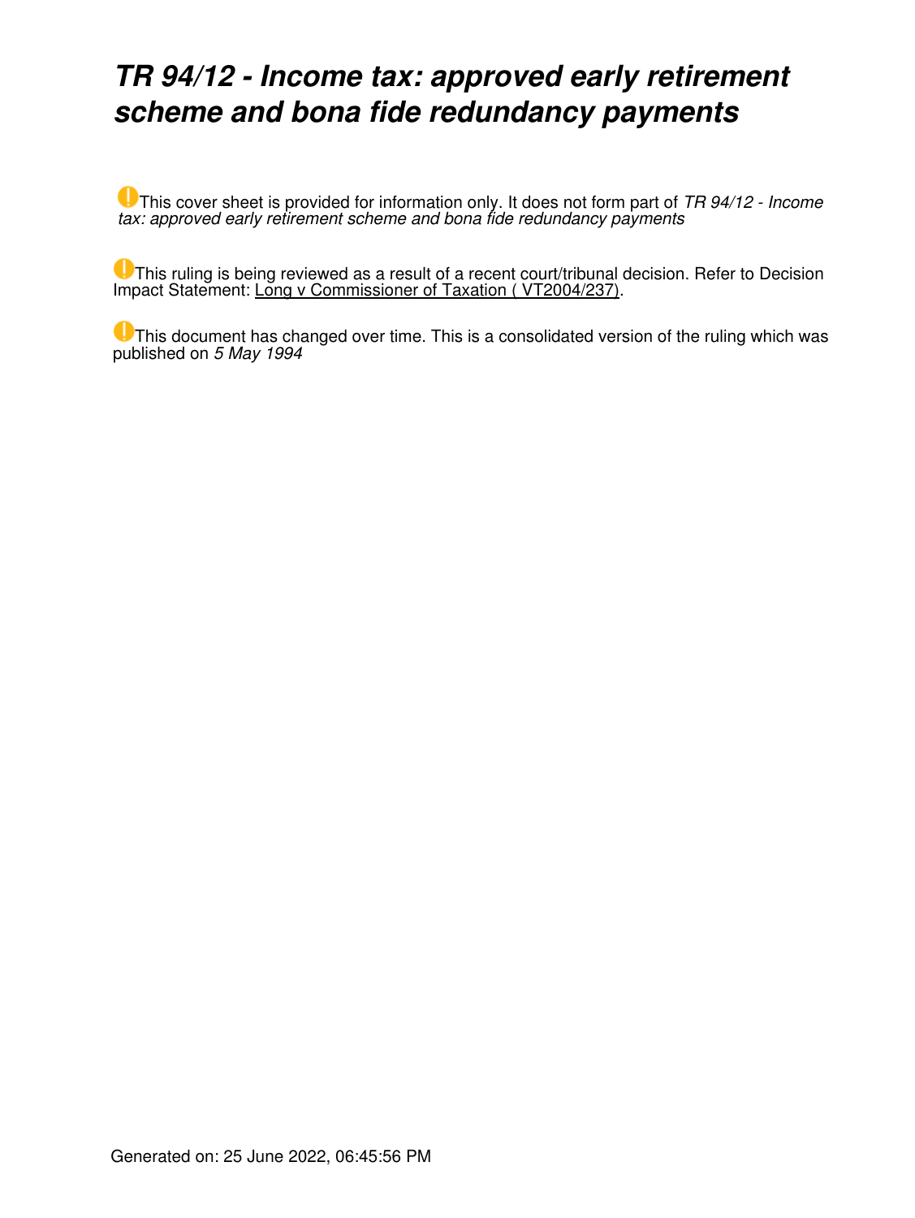# *TR 94/12 - Income tax: approved early retirement scheme and bona fide redundancy payments*

This cover sheet is provided for information only. It does not form part of *TR 94/12 - Income tax: approved early retirement scheme and bona fide redundancy payments*

This ruling is being reviewed as a result of a recent court/tribunal decision. Refer to Decision Impact Statement: Long v Commissioner of Taxation ( VT2004/237).

This document has changed over time. This is a consolidated version of the ruling which was published on *5 May 1994*

Generated on: 25 June 2022, 06:45:56 PM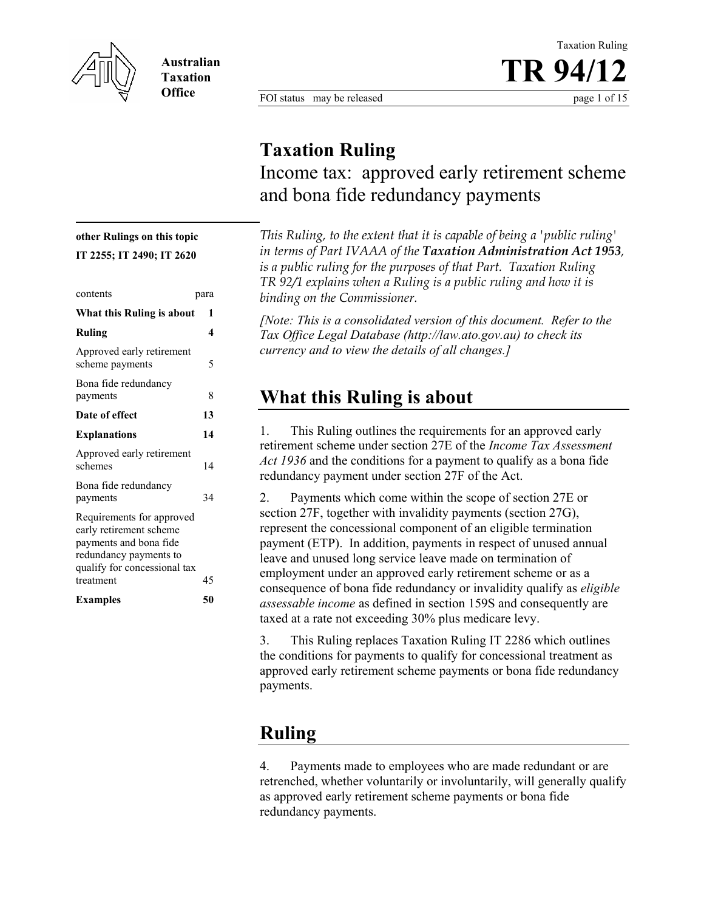# Taxation Ruling
## Income tax: approved early retirement scheme and bona fide redundancy payments

**other Rulings on this topic**
**IT 2255; IT 2490; IT 2620**

| contents | para |
|---|---|
| **What this Ruling is about** | **1** |
| **Ruling** | **4** |
| Approved early retirement scheme payments | 5 |
| Bona fide redundancy payments | 8 |
| **Date of effect** | **13** |
| **Explanations** | **14** |
| Approved early retirement schemes | 14 |
| Bona fide redundancy payments | 34 |
| Requirements for approved early retirement scheme payments and bona fide redundancy payments to qualify for concessional tax treatment | 45 |
| **Examples** | **50** |

*This Ruling, to the extent that it is capable of being a 'public ruling' in terms of Part IVAAA of the **Taxation Administration Act 1953**, is a public ruling for the purposes of that Part. Taxation Ruling TR 92/1 explains when a Ruling is a public ruling and how it is binding on the Commissioner.*

*[Note: This is a consolidated version of this document. Refer to the Tax Office Legal Database (http://law.ato.gov.au) to check its currency and to view the details of all changes.]*

## What this Ruling is about

1. This Ruling outlines the requirements for an approved early retirement scheme under section 27E of the *Income Tax Assessment Act 1936* and the conditions for a payment to qualify as a bona fide redundancy payment under section 27F of the Act.

2. Payments which come within the scope of section 27E or section 27F, together with invalidity payments (section 27G), represent the concessional component of an eligible termination payment (ETP). In addition, payments in respect of unused annual leave and unused long service leave made on termination of employment under an approved early retirement scheme or as a consequence of bona fide redundancy or invalidity qualify as *eligible assessable income* as defined in section 159S and consequently are taxed at a rate not exceeding 30% plus medicare levy.

3. This Ruling replaces Taxation Ruling IT 2286 which outlines the conditions for payments to qualify for concessional treatment as approved early retirement scheme payments or bona fide redundancy payments.

## Ruling

4. Payments made to employees who are made redundant or are retrenched, whether voluntarily or involuntarily, will generally qualify as approved early retirement scheme payments or bona fide redundancy payments.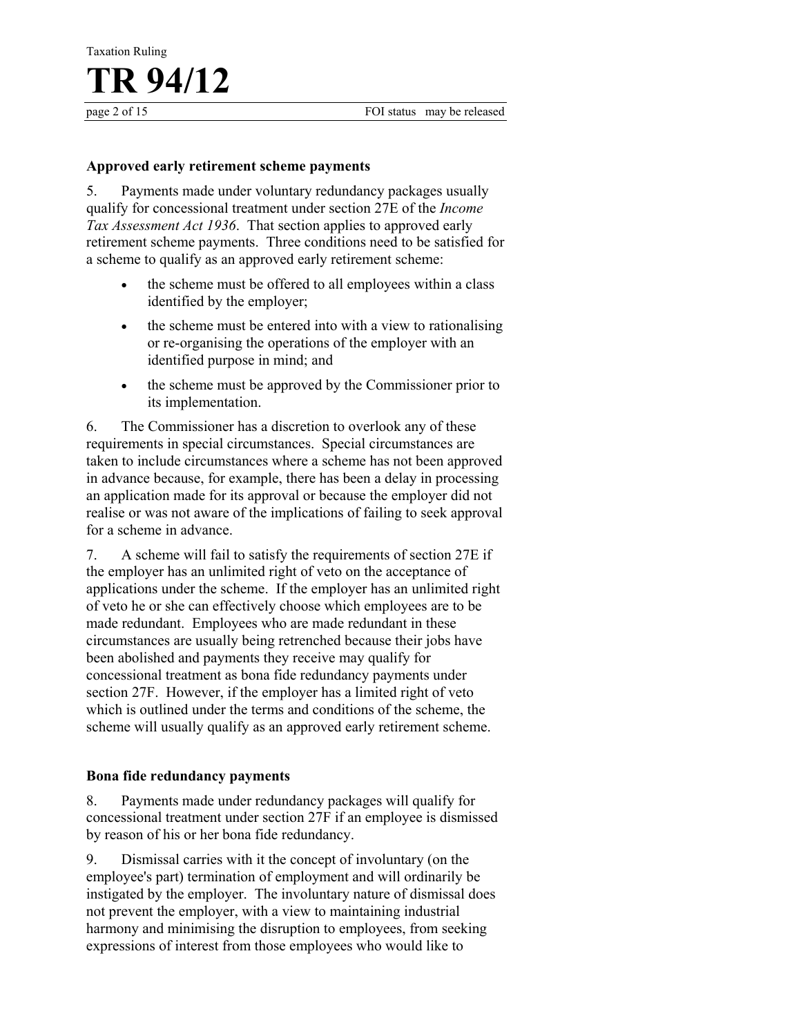### Approved early retirement scheme payments

5. Payments made under voluntary redundancy packages usually qualify for concessional treatment under section 27E of the *Income Tax Assessment Act 1936*. That section applies to approved early retirement scheme payments. Three conditions need to be satisfied for a scheme to qualify as an approved early retirement scheme:

- the scheme must be offered to all employees within a class identified by the employer;
- the scheme must be entered into with a view to rationalising or re-organising the operations of the employer with an identified purpose in mind; and
- the scheme must be approved by the Commissioner prior to its implementation.

6. The Commissioner has a discretion to overlook any of these requirements in special circumstances. Special circumstances are taken to include circumstances where a scheme has not been approved in advance because, for example, there has been a delay in processing an application made for its approval or because the employer did not realise or was not aware of the implications of failing to seek approval for a scheme in advance.

7. A scheme will fail to satisfy the requirements of section 27E if the employer has an unlimited right of veto on the acceptance of applications under the scheme. If the employer has an unlimited right of veto he or she can effectively choose which employees are to be made redundant. Employees who are made redundant in these circumstances are usually being retrenched because their jobs have been abolished and payments they receive may qualify for concessional treatment as bona fide redundancy payments under section 27F. However, if the employer has a limited right of veto which is outlined under the terms and conditions of the scheme, the scheme will usually qualify as an approved early retirement scheme.

### Bona fide redundancy payments

8. Payments made under redundancy packages will qualify for concessional treatment under section 27F if an employee is dismissed by reason of his or her bona fide redundancy.

9. Dismissal carries with it the concept of involuntary (on the employee's part) termination of employment and will ordinarily be instigated by the employer. The involuntary nature of dismissal does not prevent the employer, with a view to maintaining industrial harmony and minimising the disruption to employees, from seeking expressions of interest from those employees who would like to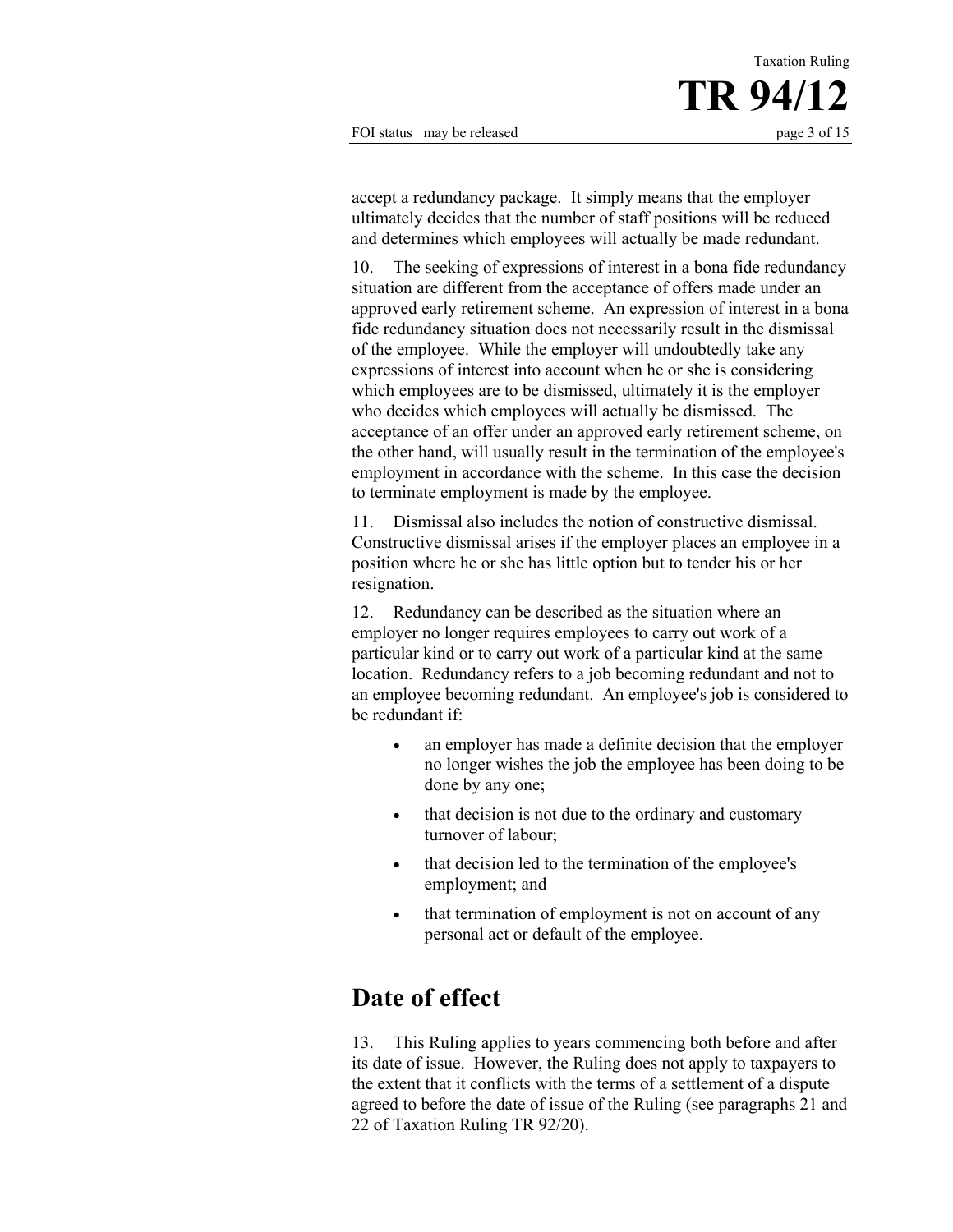accept a redundancy package. It simply means that the employer ultimately decides that the number of staff positions will be reduced and determines which employees will actually be made redundant.

10. The seeking of expressions of interest in a bona fide redundancy situation are different from the acceptance of offers made under an approved early retirement scheme. An expression of interest in a bona fide redundancy situation does not necessarily result in the dismissal of the employee. While the employer will undoubtedly take any expressions of interest into account when he or she is considering which employees are to be dismissed, ultimately it is the employer who decides which employees will actually be dismissed. The acceptance of an offer under an approved early retirement scheme, on the other hand, will usually result in the termination of the employee's employment in accordance with the scheme. In this case the decision to terminate employment is made by the employee.

11. Dismissal also includes the notion of constructive dismissal. Constructive dismissal arises if the employer places an employee in a position where he or she has little option but to tender his or her resignation.

12. Redundancy can be described as the situation where an employer no longer requires employees to carry out work of a particular kind or to carry out work of a particular kind at the same location. Redundancy refers to a job becoming redundant and not to an employee becoming redundant. An employee's job is considered to be redundant if:

- an employer has made a definite decision that the employer no longer wishes the job the employee has been doing to be done by any one;
- that decision is not due to the ordinary and customary turnover of labour;
- that decision led to the termination of the employee's employment; and
- that termination of employment is not on account of any personal act or default of the employee.

## Date of effect

13. This Ruling applies to years commencing both before and after its date of issue. However, the Ruling does not apply to taxpayers to the extent that it conflicts with the terms of a settlement of a dispute agreed to before the date of issue of the Ruling (see paragraphs 21 and 22 of Taxation Ruling TR 92/20).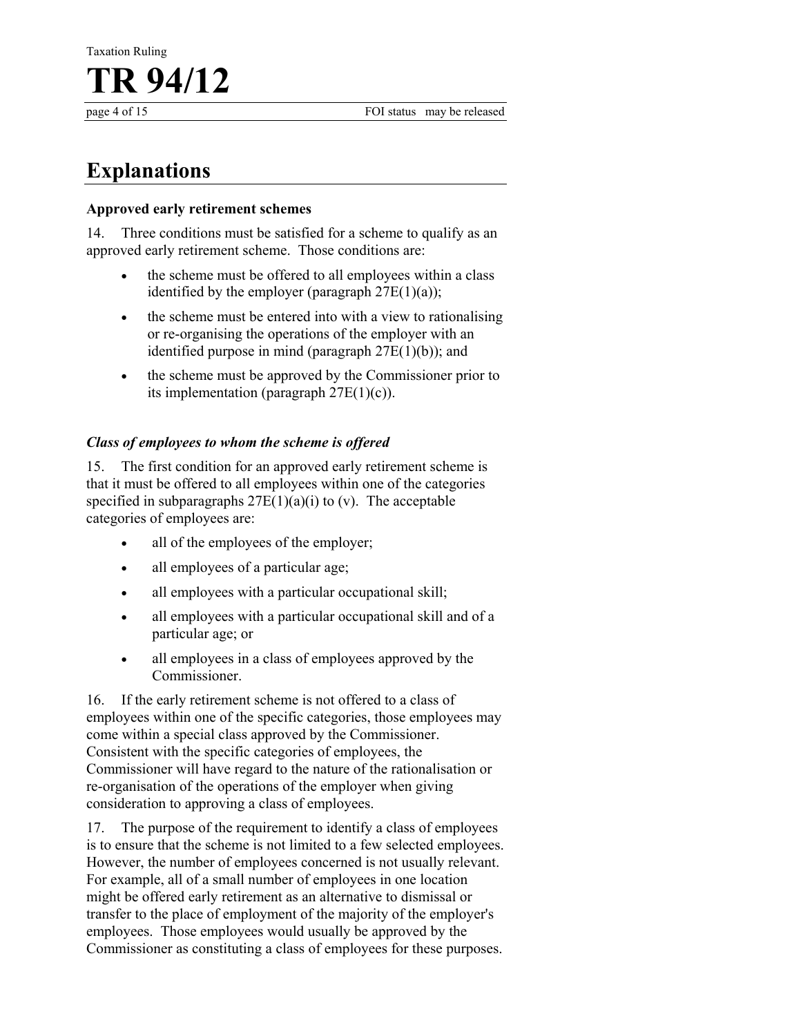## Explanations

### Approved early retirement schemes

14. Three conditions must be satisfied for a scheme to qualify as an approved early retirement scheme. Those conditions are:

- the scheme must be offered to all employees within a class identified by the employer (paragraph 27E(1)(a));
- the scheme must be entered into with a view to rationalising or re-organising the operations of the employer with an identified purpose in mind (paragraph 27E(1)(b)); and
- the scheme must be approved by the Commissioner prior to its implementation (paragraph 27E(1)(c)).

#### *Class of employees to whom the scheme is offered*

15. The first condition for an approved early retirement scheme is that it must be offered to all employees within one of the categories specified in subparagraphs 27E(1)(a)(i) to (v). The acceptable categories of employees are:

- all of the employees of the employer;
- all employees of a particular age;
- all employees with a particular occupational skill;
- all employees with a particular occupational skill and of a particular age; or
- all employees in a class of employees approved by the Commissioner.

16. If the early retirement scheme is not offered to a class of employees within one of the specific categories, those employees may come within a special class approved by the Commissioner. Consistent with the specific categories of employees, the Commissioner will have regard to the nature of the rationalisation or re-organisation of the operations of the employer when giving consideration to approving a class of employees.

17. The purpose of the requirement to identify a class of employees is to ensure that the scheme is not limited to a few selected employees. However, the number of employees concerned is not usually relevant. For example, all of a small number of employees in one location might be offered early retirement as an alternative to dismissal or transfer to the place of employment of the majority of the employer's employees. Those employees would usually be approved by the Commissioner as constituting a class of employees for these purposes.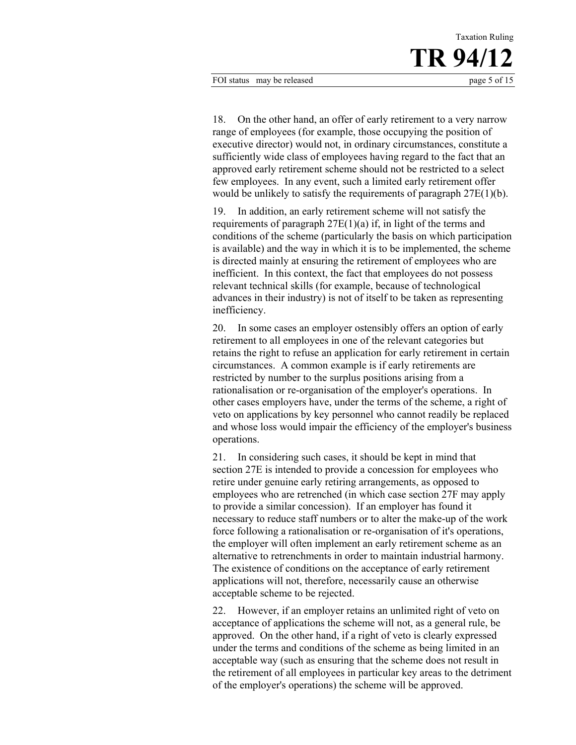18. On the other hand, an offer of early retirement to a very narrow range of employees (for example, those occupying the position of executive director) would not, in ordinary circumstances, constitute a sufficiently wide class of employees having regard to the fact that an approved early retirement scheme should not be restricted to a select few employees. In any event, such a limited early retirement offer would be unlikely to satisfy the requirements of paragraph 27E(1)(b).

19. In addition, an early retirement scheme will not satisfy the requirements of paragraph 27E(1)(a) if, in light of the terms and conditions of the scheme (particularly the basis on which participation is available) and the way in which it is to be implemented, the scheme is directed mainly at ensuring the retirement of employees who are inefficient. In this context, the fact that employees do not possess relevant technical skills (for example, because of technological advances in their industry) is not of itself to be taken as representing inefficiency.

20. In some cases an employer ostensibly offers an option of early retirement to all employees in one of the relevant categories but retains the right to refuse an application for early retirement in certain circumstances. A common example is if early retirements are restricted by number to the surplus positions arising from a rationalisation or re-organisation of the employer's operations. In other cases employers have, under the terms of the scheme, a right of veto on applications by key personnel who cannot readily be replaced and whose loss would impair the efficiency of the employer's business operations.

21. In considering such cases, it should be kept in mind that section 27E is intended to provide a concession for employees who retire under genuine early retiring arrangements, as opposed to employees who are retrenched (in which case section 27F may apply to provide a similar concession). If an employer has found it necessary to reduce staff numbers or to alter the make-up of the work force following a rationalisation or re-organisation of it's operations, the employer will often implement an early retirement scheme as an alternative to retrenchments in order to maintain industrial harmony. The existence of conditions on the acceptance of early retirement applications will not, therefore, necessarily cause an otherwise acceptable scheme to be rejected.

22. However, if an employer retains an unlimited right of veto on acceptance of applications the scheme will not, as a general rule, be approved. On the other hand, if a right of veto is clearly expressed under the terms and conditions of the scheme as being limited in an acceptable way (such as ensuring that the scheme does not result in the retirement of all employees in particular key areas to the detriment of the employer's operations) the scheme will be approved.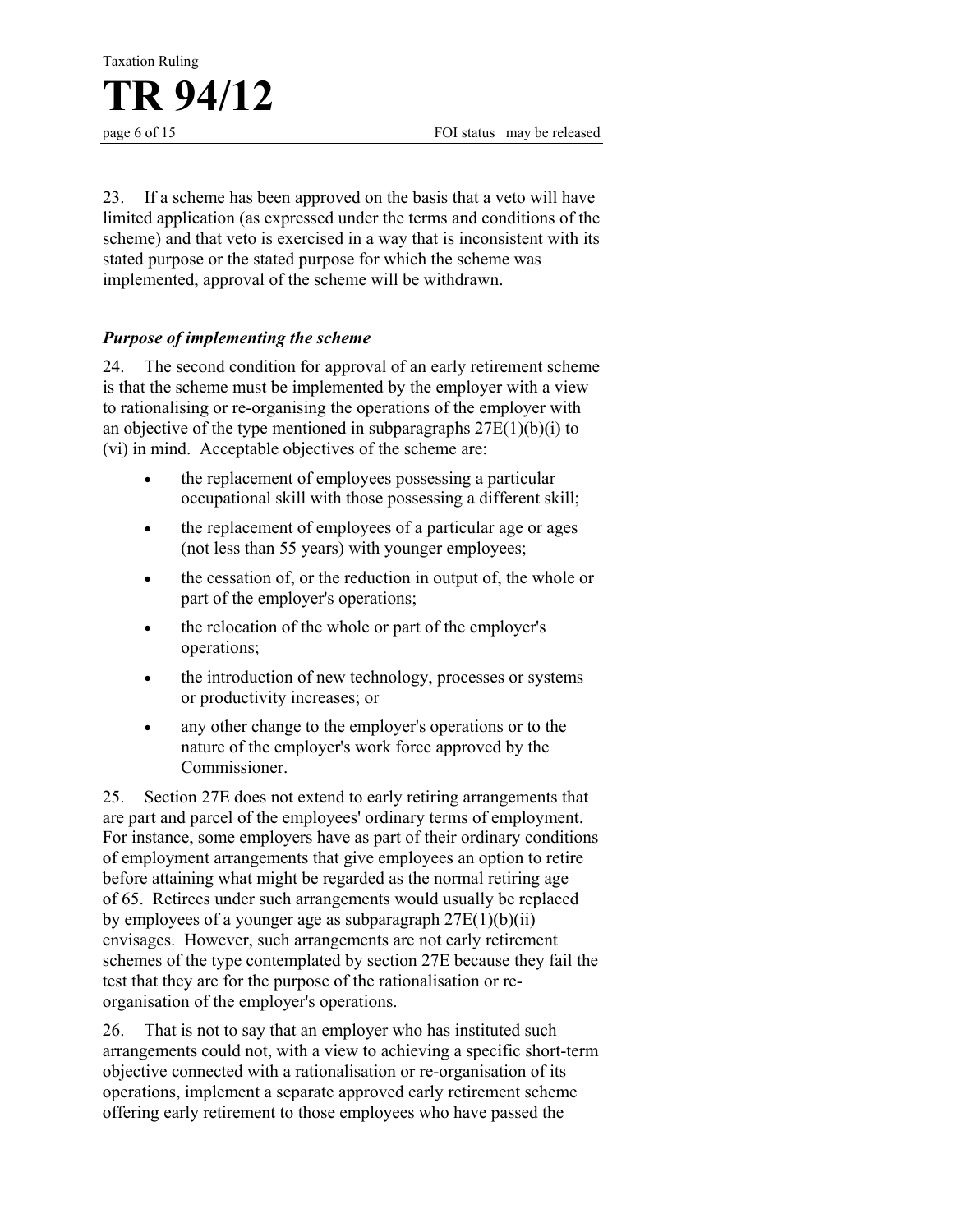23. If a scheme has been approved on the basis that a veto will have limited application (as expressed under the terms and conditions of the scheme) and that veto is exercised in a way that is inconsistent with its stated purpose or the stated purpose for which the scheme was implemented, approval of the scheme will be withdrawn.

### *Purpose of implementing the scheme*

24. The second condition for approval of an early retirement scheme is that the scheme must be implemented by the employer with a view to rationalising or re-organising the operations of the employer with an objective of the type mentioned in subparagraphs 27E(1)(b)(i) to (vi) in mind. Acceptable objectives of the scheme are:

- the replacement of employees possessing a particular occupational skill with those possessing a different skill;
- the replacement of employees of a particular age or ages (not less than 55 years) with younger employees;
- the cessation of, or the reduction in output of, the whole or part of the employer's operations;
- the relocation of the whole or part of the employer's operations;
- the introduction of new technology, processes or systems or productivity increases; or
- any other change to the employer's operations or to the nature of the employer's work force approved by the Commissioner.

25. Section 27E does not extend to early retiring arrangements that are part and parcel of the employees' ordinary terms of employment. For instance, some employers have as part of their ordinary conditions of employment arrangements that give employees an option to retire before attaining what might be regarded as the normal retiring age of 65. Retirees under such arrangements would usually be replaced by employees of a younger age as subparagraph 27E(1)(b)(ii) envisages. However, such arrangements are not early retirement schemes of the type contemplated by section 27E because they fail the test that they are for the purpose of the rationalisation or re-organisation of the employer's operations.

26. That is not to say that an employer who has instituted such arrangements could not, with a view to achieving a specific short-term objective connected with a rationalisation or re-organisation of its operations, implement a separate approved early retirement scheme offering early retirement to those employees who have passed the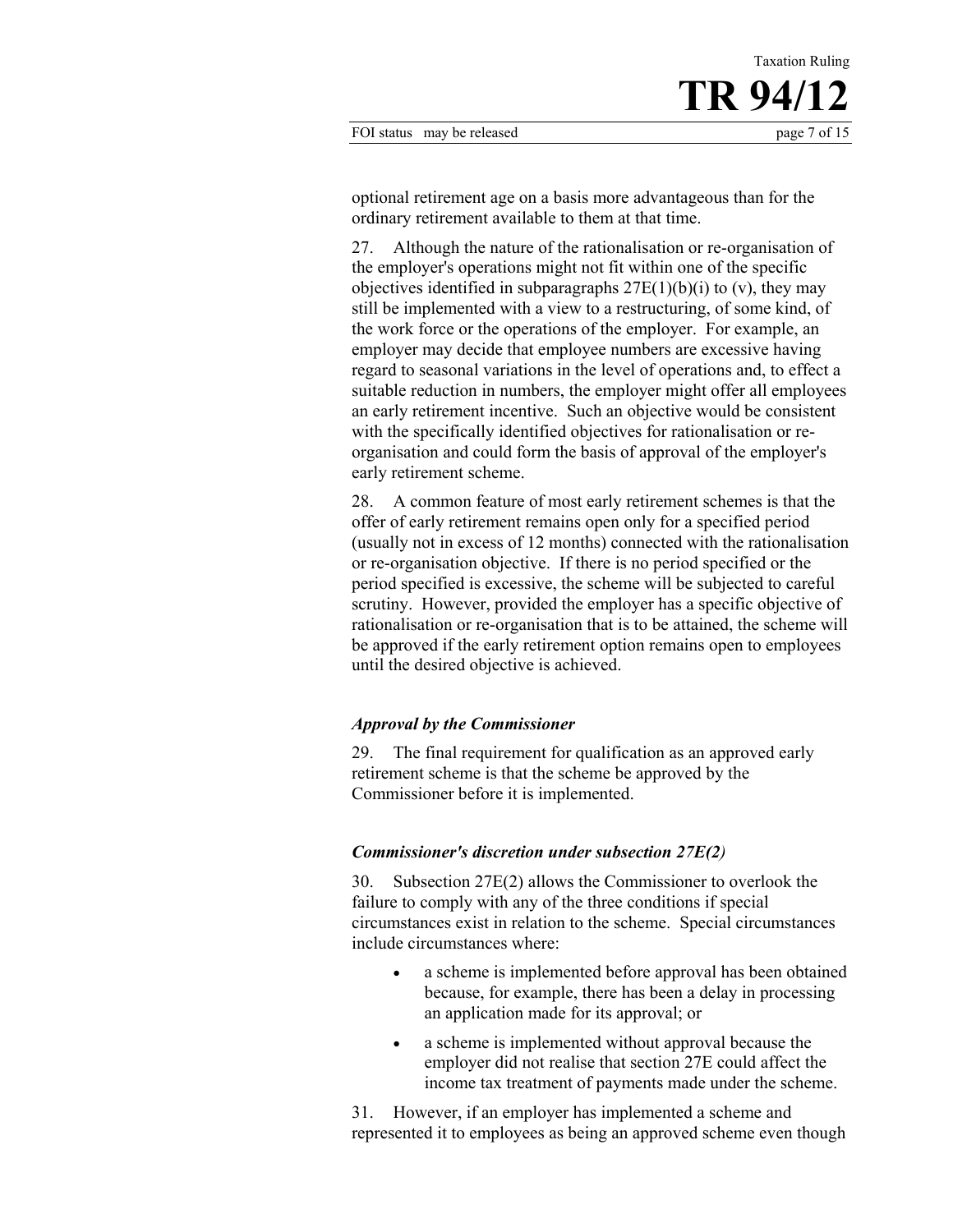optional retirement age on a basis more advantageous than for the ordinary retirement available to them at that time.

27. Although the nature of the rationalisation or re-organisation of the employer's operations might not fit within one of the specific objectives identified in subparagraphs 27E(1)(b)(i) to (v), they may still be implemented with a view to a restructuring, of some kind, of the work force or the operations of the employer. For example, an employer may decide that employee numbers are excessive having regard to seasonal variations in the level of operations and, to effect a suitable reduction in numbers, the employer might offer all employees an early retirement incentive. Such an objective would be consistent with the specifically identified objectives for rationalisation or re-organisation and could form the basis of approval of the employer's early retirement scheme.

28. A common feature of most early retirement schemes is that the offer of early retirement remains open only for a specified period (usually not in excess of 12 months) connected with the rationalisation or re-organisation objective. If there is no period specified or the period specified is excessive, the scheme will be subjected to careful scrutiny. However, provided the employer has a specific objective of rationalisation or re-organisation that is to be attained, the scheme will be approved if the early retirement option remains open to employees until the desired objective is achieved.

### *Approval by the Commissioner*

29. The final requirement for qualification as an approved early retirement scheme is that the scheme be approved by the Commissioner before it is implemented.

### *Commissioner's discretion under subsection 27E(2)*

30. Subsection 27E(2) allows the Commissioner to overlook the failure to comply with any of the three conditions if special circumstances exist in relation to the scheme. Special circumstances include circumstances where:

- a scheme is implemented before approval has been obtained because, for example, there has been a delay in processing an application made for its approval; or
- a scheme is implemented without approval because the employer did not realise that section 27E could affect the income tax treatment of payments made under the scheme.

31. However, if an employer has implemented a scheme and represented it to employees as being an approved scheme even though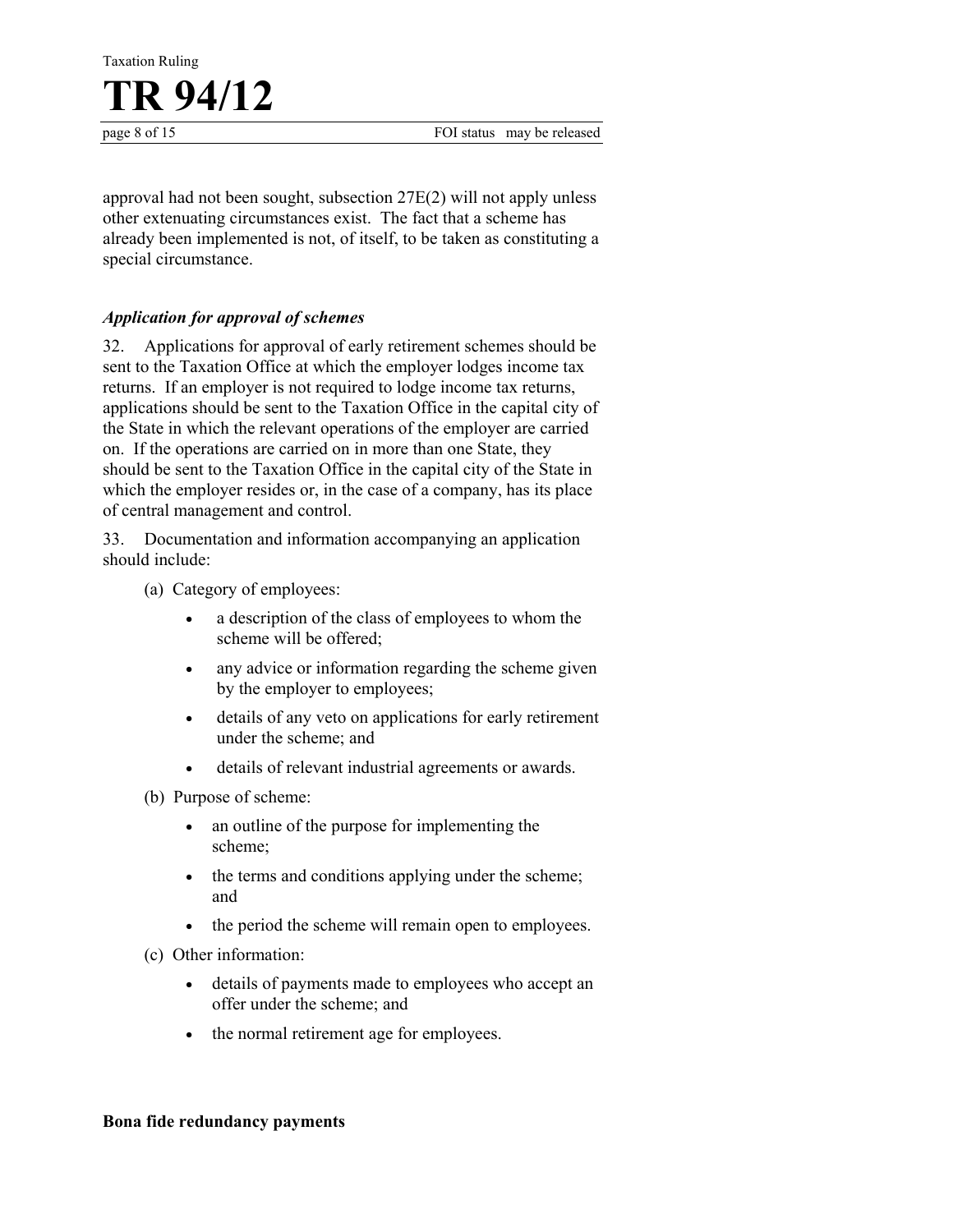approval had not been sought, subsection 27E(2) will not apply unless other extenuating circumstances exist. The fact that a scheme has already been implemented is not, of itself, to be taken as constituting a special circumstance.

### *Application for approval of schemes*

32. Applications for approval of early retirement schemes should be sent to the Taxation Office at which the employer lodges income tax returns. If an employer is not required to lodge income tax returns, applications should be sent to the Taxation Office in the capital city of the State in which the relevant operations of the employer are carried on. If the operations are carried on in more than one State, they should be sent to the Taxation Office in the capital city of the State in which the employer resides or, in the case of a company, has its place of central management and control.

33. Documentation and information accompanying an application should include:

(a) Category of employees:

- a description of the class of employees to whom the scheme will be offered;
- any advice or information regarding the scheme given by the employer to employees;
- details of any veto on applications for early retirement under the scheme; and
- details of relevant industrial agreements or awards.

(b) Purpose of scheme:

- an outline of the purpose for implementing the scheme;
- the terms and conditions applying under the scheme; and
- the period the scheme will remain open to employees.

(c) Other information:

- details of payments made to employees who accept an offer under the scheme; and
- the normal retirement age for employees.

### **Bona fide redundancy payments**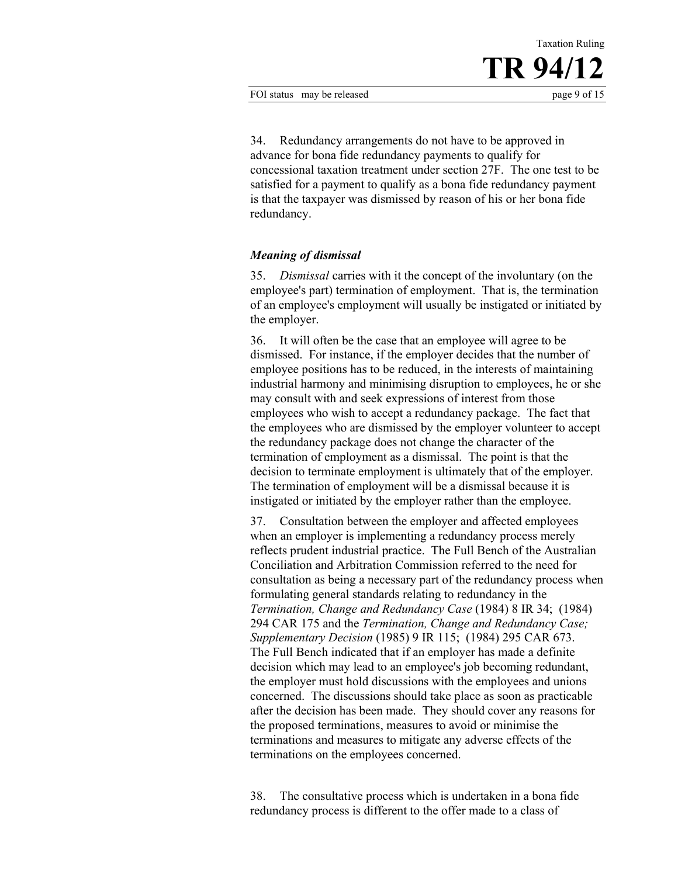34. Redundancy arrangements do not have to be approved in advance for bona fide redundancy payments to qualify for concessional taxation treatment under section 27F. The one test to be satisfied for a payment to qualify as a bona fide redundancy payment is that the taxpayer was dismissed by reason of his or her bona fide redundancy.

### *Meaning of dismissal*

35. *Dismissal* carries with it the concept of the involuntary (on the employee's part) termination of employment. That is, the termination of an employee's employment will usually be instigated or initiated by the employer.

36. It will often be the case that an employee will agree to be dismissed. For instance, if the employer decides that the number of employee positions has to be reduced, in the interests of maintaining industrial harmony and minimising disruption to employees, he or she may consult with and seek expressions of interest from those employees who wish to accept a redundancy package. The fact that the employees who are dismissed by the employer volunteer to accept the redundancy package does not change the character of the termination of employment as a dismissal. The point is that the decision to terminate employment is ultimately that of the employer. The termination of employment will be a dismissal because it is instigated or initiated by the employer rather than the employee.

37. Consultation between the employer and affected employees when an employer is implementing a redundancy process merely reflects prudent industrial practice. The Full Bench of the Australian Conciliation and Arbitration Commission referred to the need for consultation as being a necessary part of the redundancy process when formulating general standards relating to redundancy in the *Termination, Change and Redundancy Case* (1984) 8 IR 34; (1984) 294 CAR 175 and the *Termination, Change and Redundancy Case; Supplementary Decision* (1985) 9 IR 115; (1984) 295 CAR 673. The Full Bench indicated that if an employer has made a definite decision which may lead to an employee's job becoming redundant, the employer must hold discussions with the employees and unions concerned. The discussions should take place as soon as practicable after the decision has been made. They should cover any reasons for the proposed terminations, measures to avoid or minimise the terminations and measures to mitigate any adverse effects of the terminations on the employees concerned.

38. The consultative process which is undertaken in a bona fide redundancy process is different to the offer made to a class of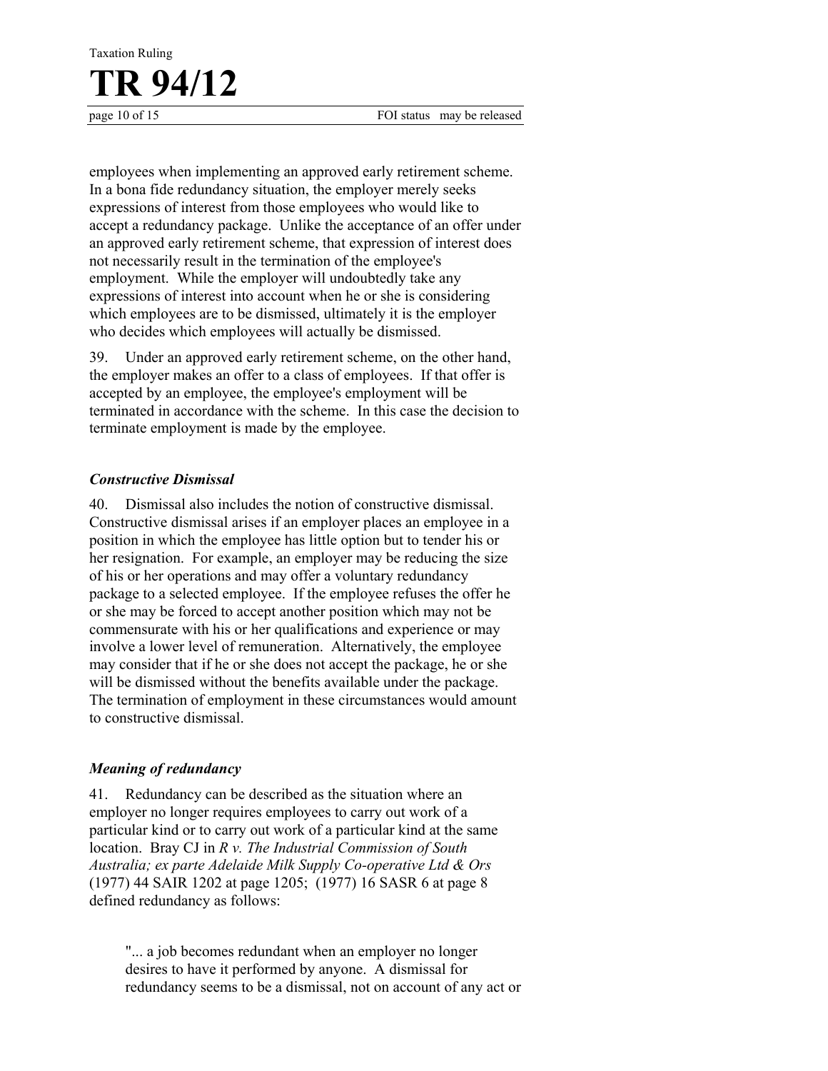employees when implementing an approved early retirement scheme. In a bona fide redundancy situation, the employer merely seeks expressions of interest from those employees who would like to accept a redundancy package. Unlike the acceptance of an offer under an approved early retirement scheme, that expression of interest does not necessarily result in the termination of the employee's employment. While the employer will undoubtedly take any expressions of interest into account when he or she is considering which employees are to be dismissed, ultimately it is the employer who decides which employees will actually be dismissed.

39. Under an approved early retirement scheme, on the other hand, the employer makes an offer to a class of employees. If that offer is accepted by an employee, the employee's employment will be terminated in accordance with the scheme. In this case the decision to terminate employment is made by the employee.

### *Constructive Dismissal*

40. Dismissal also includes the notion of constructive dismissal. Constructive dismissal arises if an employer places an employee in a position in which the employee has little option but to tender his or her resignation. For example, an employer may be reducing the size of his or her operations and may offer a voluntary redundancy package to a selected employee. If the employee refuses the offer he or she may be forced to accept another position which may not be commensurate with his or her qualifications and experience or may involve a lower level of remuneration. Alternatively, the employee may consider that if he or she does not accept the package, he or she will be dismissed without the benefits available under the package. The termination of employment in these circumstances would amount to constructive dismissal.

### *Meaning of redundancy*

41. Redundancy can be described as the situation where an employer no longer requires employees to carry out work of a particular kind or to carry out work of a particular kind at the same location. Bray CJ in *R v. The Industrial Commission of South Australia; ex parte Adelaide Milk Supply Co-operative Ltd & Ors* (1977) 44 SAIR 1202 at page 1205; (1977) 16 SASR 6 at page 8 defined redundancy as follows:

> "... a job becomes redundant when an employer no longer desires to have it performed by anyone. A dismissal for redundancy seems to be a dismissal, not on account of any act or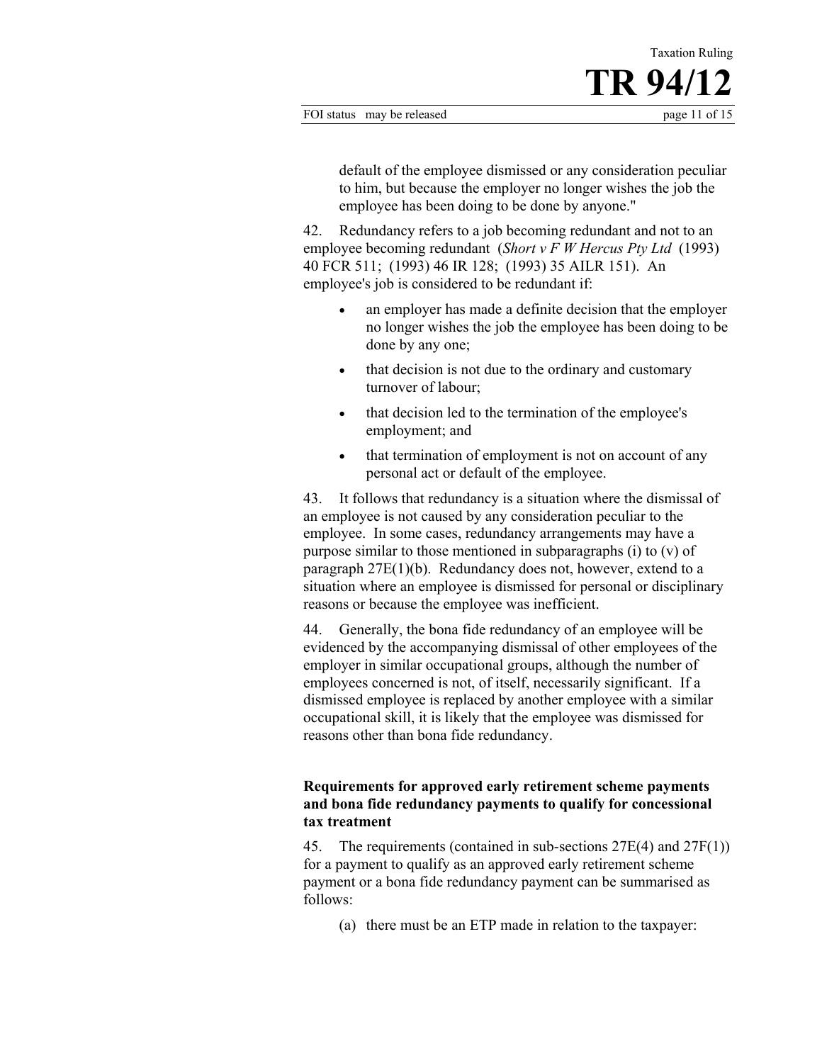default of the employee dismissed or any consideration peculiar to him, but because the employer no longer wishes the job the employee has been doing to be done by anyone."

42. Redundancy refers to a job becoming redundant and not to an employee becoming redundant (*Short v F W Hercus Pty Ltd* (1993) 40 FCR 511; (1993) 46 IR 128; (1993) 35 AILR 151). An employee's job is considered to be redundant if:

- an employer has made a definite decision that the employer no longer wishes the job the employee has been doing to be done by any one;
- that decision is not due to the ordinary and customary turnover of labour;
- that decision led to the termination of the employee's employment; and
- that termination of employment is not on account of any personal act or default of the employee.

43. It follows that redundancy is a situation where the dismissal of an employee is not caused by any consideration peculiar to the employee. In some cases, redundancy arrangements may have a purpose similar to those mentioned in subparagraphs (i) to (v) of paragraph 27E(1)(b). Redundancy does not, however, extend to a situation where an employee is dismissed for personal or disciplinary reasons or because the employee was inefficient.

44. Generally, the bona fide redundancy of an employee will be evidenced by the accompanying dismissal of other employees of the employer in similar occupational groups, although the number of employees concerned is not, of itself, necessarily significant. If a dismissed employee is replaced by another employee with a similar occupational skill, it is likely that the employee was dismissed for reasons other than bona fide redundancy.

### Requirements for approved early retirement scheme payments and bona fide redundancy payments to qualify for concessional tax treatment

45. The requirements (contained in sub-sections 27E(4) and 27F(1)) for a payment to qualify as an approved early retirement scheme payment or a bona fide redundancy payment can be summarised as follows:

(a) there must be an ETP made in relation to the taxpayer: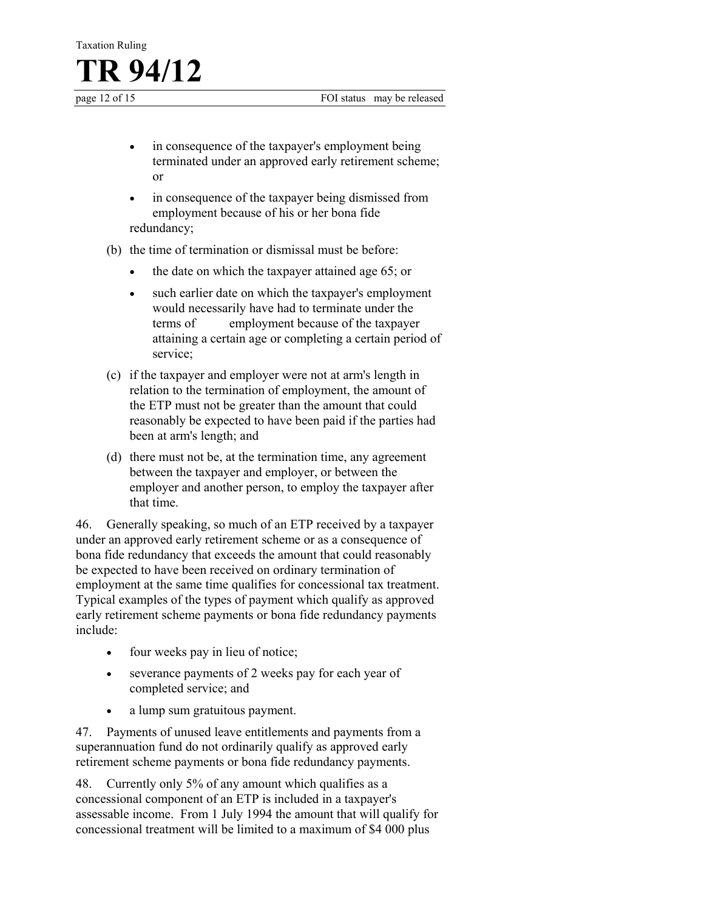- in consequence of the taxpayer's employment being terminated under an approved early retirement scheme; or
- in consequence of the taxpayer being dismissed from employment because of his or her bona fide redundancy;

(b) the time of termination or dismissal must be before:

- the date on which the taxpayer attained age 65; or
- such earlier date on which the taxpayer's employment would necessarily have had to terminate under the terms of employment because of the taxpayer attaining a certain age or completing a certain period of service;

(c) if the taxpayer and employer were not at arm's length in relation to the termination of employment, the amount of the ETP must not be greater than the amount that could reasonably be expected to have been paid if the parties had been at arm's length; and

(d) there must not be, at the termination time, any agreement between the taxpayer and employer, or between the employer and another person, to employ the taxpayer after that time.

46. Generally speaking, so much of an ETP received by a taxpayer under an approved early retirement scheme or as a consequence of bona fide redundancy that exceeds the amount that could reasonably be expected to have been received on ordinary termination of employment at the same time qualifies for concessional tax treatment. Typical examples of the types of payment which qualify as approved early retirement scheme payments or bona fide redundancy payments include:

- four weeks pay in lieu of notice;
- severance payments of 2 weeks pay for each year of completed service; and
- a lump sum gratuitous payment.

47. Payments of unused leave entitlements and payments from a superannuation fund do not ordinarily qualify as approved early retirement scheme payments or bona fide redundancy payments.

48. Currently only 5% of any amount which qualifies as a concessional component of an ETP is included in a taxpayer's assessable income. From 1 July 1994 the amount that will qualify for concessional treatment will be limited to a maximum of $4 000 plus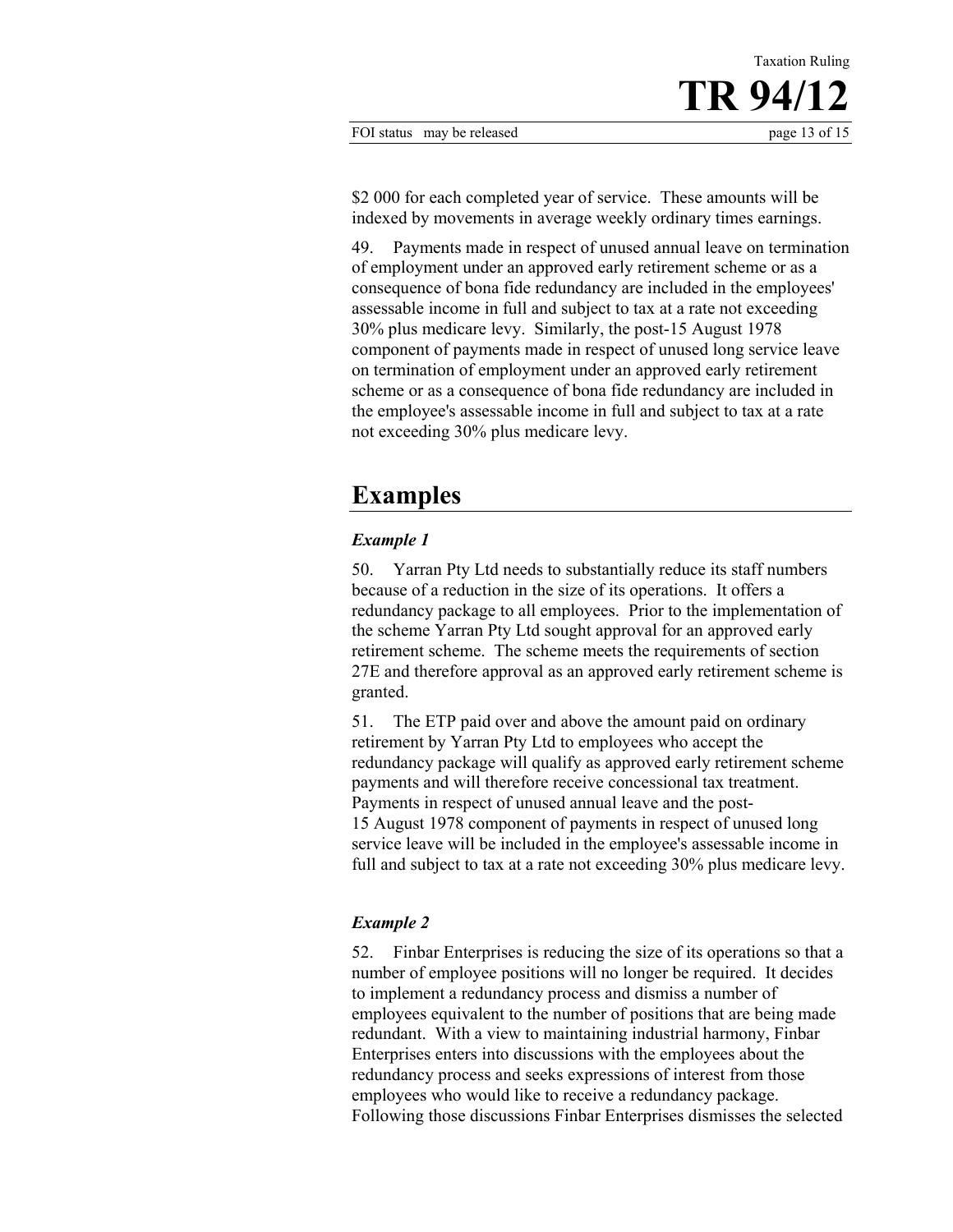$2 000 for each completed year of service. These amounts will be indexed by movements in average weekly ordinary times earnings.

49. Payments made in respect of unused annual leave on termination of employment under an approved early retirement scheme or as a consequence of bona fide redundancy are included in the employees' assessable income in full and subject to tax at a rate not exceeding 30% plus medicare levy. Similarly, the post-15 August 1978 component of payments made in respect of unused long service leave on termination of employment under an approved early retirement scheme or as a consequence of bona fide redundancy are included in the employee's assessable income in full and subject to tax at a rate not exceeding 30% plus medicare levy.

## Examples

### *Example 1*

50. Yarran Pty Ltd needs to substantially reduce its staff numbers because of a reduction in the size of its operations. It offers a redundancy package to all employees. Prior to the implementation of the scheme Yarran Pty Ltd sought approval for an approved early retirement scheme. The scheme meets the requirements of section 27E and therefore approval as an approved early retirement scheme is granted.

51. The ETP paid over and above the amount paid on ordinary retirement by Yarran Pty Ltd to employees who accept the redundancy package will qualify as approved early retirement scheme payments and will therefore receive concessional tax treatment. Payments in respect of unused annual leave and the post-15 August 1978 component of payments in respect of unused long service leave will be included in the employee's assessable income in full and subject to tax at a rate not exceeding 30% plus medicare levy.

### *Example 2*

52. Finbar Enterprises is reducing the size of its operations so that a number of employee positions will no longer be required. It decides to implement a redundancy process and dismiss a number of employees equivalent to the number of positions that are being made redundant. With a view to maintaining industrial harmony, Finbar Enterprises enters into discussions with the employees about the redundancy process and seeks expressions of interest from those employees who would like to receive a redundancy package. Following those discussions Finbar Enterprises dismisses the selected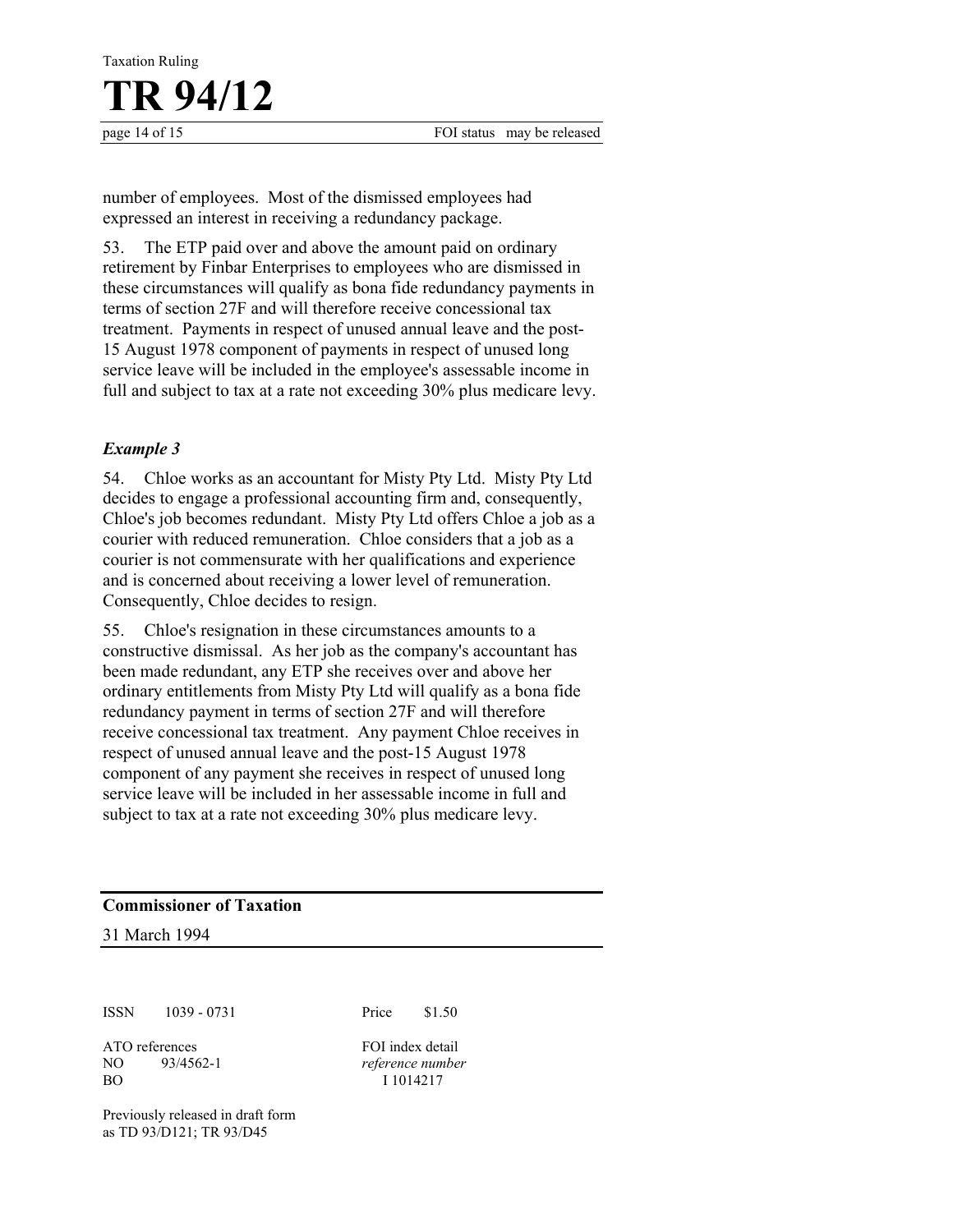number of employees. Most of the dismissed employees had expressed an interest in receiving a redundancy package.

53. The ETP paid over and above the amount paid on ordinary retirement by Finbar Enterprises to employees who are dismissed in these circumstances will qualify as bona fide redundancy payments in terms of section 27F and will therefore receive concessional tax treatment. Payments in respect of unused annual leave and the post-15 August 1978 component of payments in respect of unused long service leave will be included in the employee's assessable income in full and subject to tax at a rate not exceeding 30% plus medicare levy.

### *Example 3*

54. Chloe works as an accountant for Misty Pty Ltd. Misty Pty Ltd decides to engage a professional accounting firm and, consequently, Chloe's job becomes redundant. Misty Pty Ltd offers Chloe a job as a courier with reduced remuneration. Chloe considers that a job as a courier is not commensurate with her qualifications and experience and is concerned about receiving a lower level of remuneration. Consequently, Chloe decides to resign.

55. Chloe's resignation in these circumstances amounts to a constructive dismissal. As her job as the company's accountant has been made redundant, any ETP she receives over and above her ordinary entitlements from Misty Pty Ltd will qualify as a bona fide redundancy payment in terms of section 27F and will therefore receive concessional tax treatment. Any payment Chloe receives in respect of unused annual leave and the post-15 August 1978 component of any payment she receives in respect of unused long service leave will be included in her assessable income in full and subject to tax at a rate not exceeding 30% plus medicare levy.

---

**Commissioner of Taxation**

31 March 1994

---

ISSN 1039 - 0731

Price $1.50

ATO references
NO 93/4562-1
BO

FOI index detail
*reference number*
I 1014217

Previously released in draft form as TD 93/D121; TR 93/D45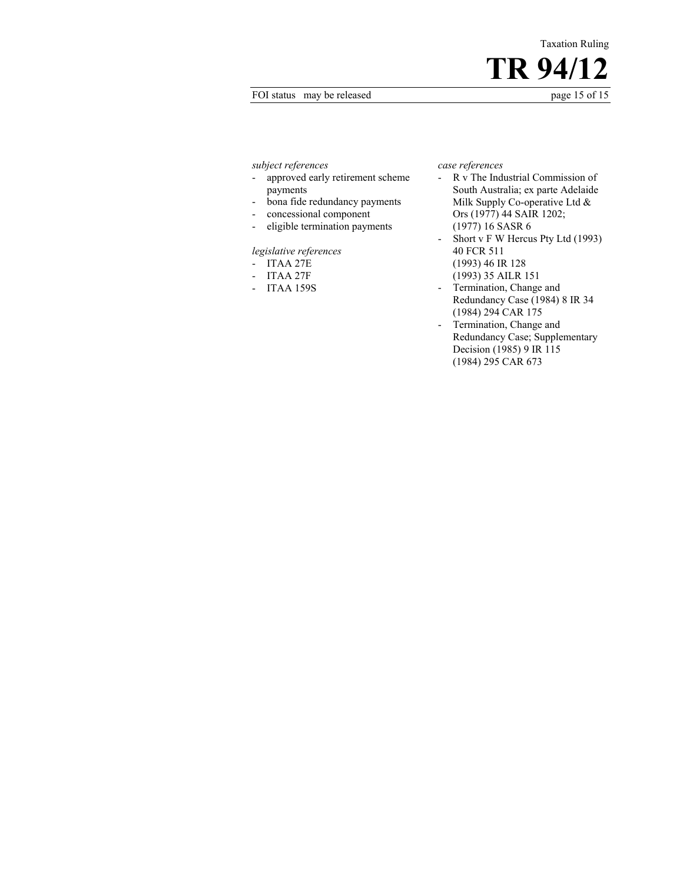*subject references*

- approved early retirement scheme payments
- bona fide redundancy payments
- concessional component
- eligible termination payments

*legislative references*

- ITAA 27E
- ITAA 27F
- ITAA 159S

*case references*

- R v The Industrial Commission of South Australia; ex parte Adelaide Milk Supply Co-operative Ltd & Ors (1977) 44 SAIR 1202; (1977) 16 SASR 6
- Short v F W Hercus Pty Ltd (1993) 40 FCR 511
  (1993) 46 IR 128
  (1993) 35 AILR 151
- Termination, Change and Redundancy Case (1984) 8 IR 34
  (1984) 294 CAR 175
- Termination, Change and Redundancy Case; Supplementary Decision (1985) 9 IR 115
  (1984) 295 CAR 673